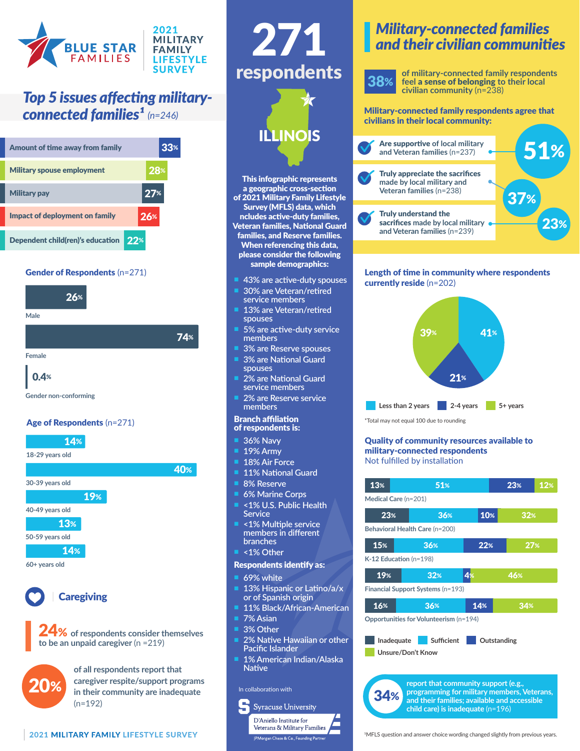# BLUE STAR FAMILIES — 2021 MILITARY FAMILY LIFESTYLE SURVEY

## Top 5 issues affecting military-connected families[1] (n=246)

| Issue | % |
| --- | --- |
| Amount of time away from family | 33% |
| Military spouse employment | 28% |
| Military pay | 27% |
| Impact of deployment on family | 26% |
| Dependent child(ren)'s education | 22% |

### Gender of Respondents (n=271)

| Gender | % |
| --- | --- |
| Male | 26% |
| Female | 74% |
| Gender non-conforming | 0.4% |

### Age of Respondents (n=271)

| Age | % |
| --- | --- |
| 18-29 years old | 14% |
| 30-39 years old | 40% |
| 40-49 years old | 19% |
| 50-59 years old | 13% |
| 60+ years old | 14% |

### Caregiving

**24%** of respondents consider themselves to be an unpaid caregiver (n =219)

**20%** of all respondents report that caregiver respite/support programs in their community are inadequate (n=192)

# 271 respondents

## ILLINOIS

**This infographic represents a geographic cross-section of 2021 Military Family Lifestyle Survey (MFLS) data, which ncludes active-duty families, Veteran families, National Guard families, and Reserve families. When referencing this data, please consider the following sample demographics:**

- 43% are active-duty spouses
- 30% are Veteran/retired service members
- 13% are Veteran/retired spouses
- 5% are active-duty service members
- 3% are Reserve spouses
- 3% are National Guard spouses
- 2% are National Guard service members
- 2% are Reserve service members

**Branch affiliation of respondents is:**

- 36% Navy
- 19% Army
- 18% Air Force
- 11% National Guard
- 8% Reserve
- 6% Marine Corps
- <1% U.S. Public Health Service
- <1% Multiple service members in different branches
- <1% Other

**Respondents identify as:**

- 69% white
- 13% Hispanic or Latino/a/x or of Spanish origin
- 11% Black/African-American
- 7% Asian
- 3% Other
- 2% Native Hawaiian or other Pacific Islander
- 1% American Indian/Alaska Native

In collaboration with Syracuse University D'Aniello Institute for Veterans & Military Families, JPMorgan Chase & Co., Founding Partner

## Military-connected families and their civilian communities

**38%** of military-connected family respondents feel **a sense of belonging** to their local civilian community (n=238)

**Military-connected family respondents agree that civilians in their local community:**

- **Are supportive** of local military and Veteran families (n=237) — **51%**
- **Truly appreciate the sacrifices** made by local military and Veteran families (n=238) — **37%**
- **Truly understand the** sacrifices made by local military and Veteran families (n=239) — **23%**

### Length of time in community where respondents currently reside (n=202)

| Length of time | % |
| --- | --- |
| Less than 2 years | 41% |
| 2-4 years | 21% |
| 5+ years | 39% |

*Total may not equal 100 due to rounding

### Quality of community resources available to military-connected respondents

Not fulfilled by installation

| Resource | Inadequate | Sufficient | Outstanding | Unsure/Don't Know |
| --- | --- | --- | --- | --- |
| Medical Care (n=201) | 13% | 51% | 23% | 12% |
| Behavioral Health Care (n=200) | 23% | 36% | 10% | 32% |
| K-12 Education (n=198) | 15% | 36% | 22% | 27% |
| Financial Support Systems (n=193) | 19% | 32% | 4% | 46% |
| Opportunities for Volunteerism (n=194) | 16% | 36% | 14% | 34% |

**34%** report that community support (e.g., programming for military members, Veterans, and their families; available and accessible child care) is inadequate (n=196)

[1]MFLS question and answer choice wording changed slightly from previous years.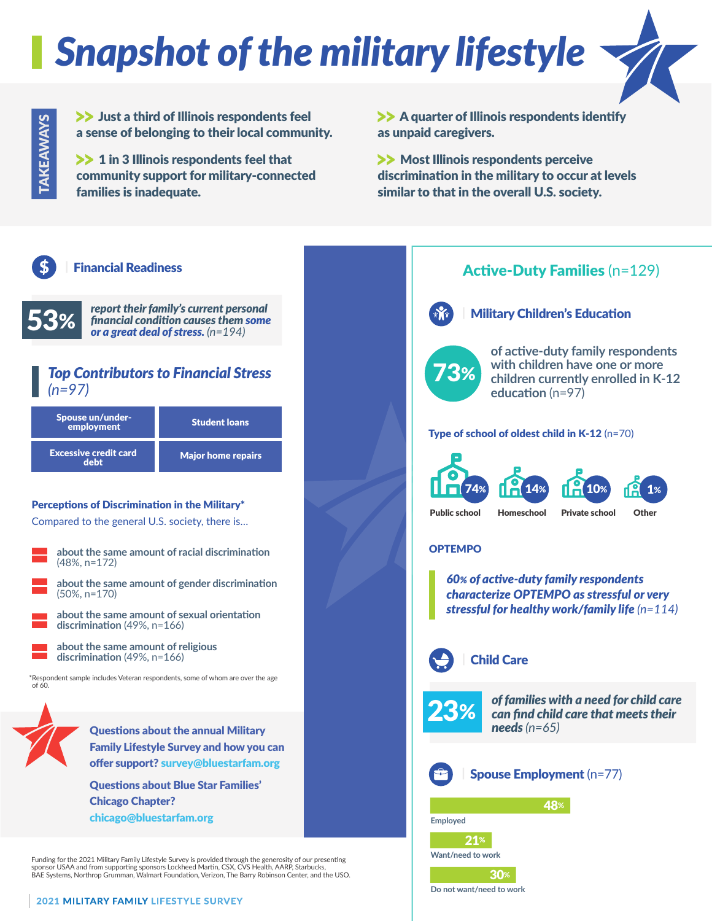# Snapshot of the military lifestyle

**TAKEAWAYS**

- >> Just a third of Illinois respondents feel a sense of belonging to their local community.
- >> 1 in 3 Illinois respondents feel that community support for military-connected families is inadequate.
- >> A quarter of Illinois respondents identify as unpaid caregivers.
- >> Most Illinois respondents perceive discrimination in the military to occur at levels similar to that in the overall U.S. society.

## Financial Readiness

**53%** *report their family's current personal financial condition causes them* ***some or a great deal of stress.*** *(n=194)*

### *Top Contributors to Financial Stress* *(n=97)*

| | |
|---|---|
| Spouse un/under-employment | Student loans |
| Excessive credit card debt | Major home repairs |

### Perceptions of Discrimination in the Military*

Compared to the general U.S. society, there is...

- about the same amount of racial discrimination (48%, n=172)
- about the same amount of gender discrimination (50%, n=170)
- about the same amount of sexual orientation discrimination (49%, n=166)
- about the same amount of religious discrimination (49%, n=166)

*Respondent sample includes Veteran respondents, some of whom are over the age of 60.

**Questions about the annual Military Family Lifestyle Survey and how you can offer support?** survey@bluestarfam.org

**Questions about Blue Star Families' Chicago Chapter?** chicago@bluestarfam.org

## Active-Duty Families (n=129)

### Military Children's Education

**73%** of active-duty family respondents with children have one or more children currently enrolled in K-12 education (n=97)

**Type of school of oldest child in K-12** (n=70)

74% Public school
14% Homeschool
10% Private school
1% Other

### OPTEMPO

***60% of active-duty family respondents characterize OPTEMPO as stressful or very stressful for healthy work/family life*** *(n=114)*

### Child Care

**23%** ***of families with a need for child care can find child care that meets their needs*** *(n=65)*

### Spouse Employment (n=77)

48% Employed
21% Want/need to work
30% Do not want/need to work

Funding for the 2021 Military Family Lifestyle Survey is provided through the generosity of our presenting sponsor USAA and from supporting sponsors Lockheed Martin, CSX, CVS Health, AARP, Starbucks, BAE Systems, Northrop Grumman, Walmart Foundation, Verizon, The Barry Robinson Center, and the USO.

2021 MILITARY FAMILY LIFESTYLE SURVEY